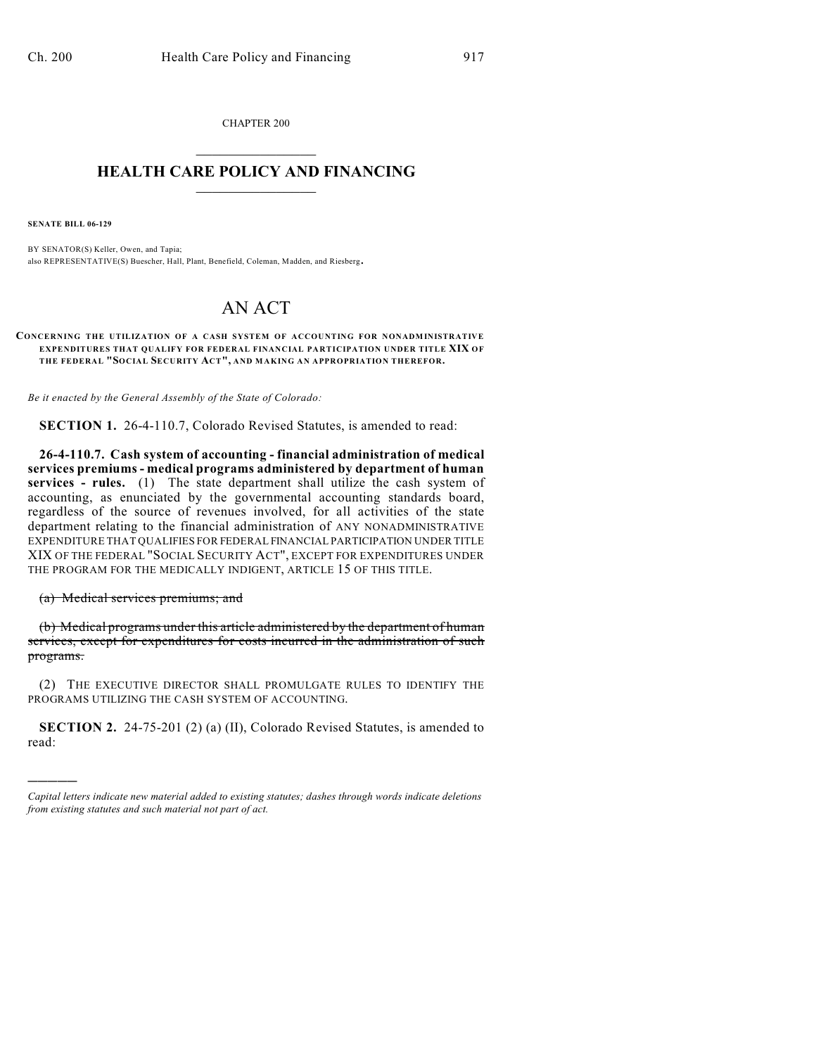CHAPTER 200

# HEALTH CARE POLICY AND FINANCING

**SENATE BILL 06-129**

BY SENATOR(S) Keller, Owen, and Tapia;
also REPRESENTATIVE(S) Buescher, Hall, Plant, Benefield, Coleman, Madden, and Riesberg.

# AN ACT

**CONCERNING THE UTILIZATION OF A CASH SYSTEM OF ACCOUNTING FOR NONADMINISTRATIVE EXPENDITURES THAT QUALIFY FOR FEDERAL FINANCIAL PARTICIPATION UNDER TITLE XIX OF THE FEDERAL "SOCIAL SECURITY ACT", AND MAKING AN APPROPRIATION THEREFOR.**

*Be it enacted by the General Assembly of the State of Colorado:*

**SECTION 1.** 26-4-110.7, Colorado Revised Statutes, is amended to read:

**26-4-110.7. Cash system of accounting - financial administration of medical services premiums - medical programs administered by department of human services - rules.** (1) The state department shall utilize the cash system of accounting, as enunciated by the governmental accounting standards board, regardless of the source of revenues involved, for all activities of the state department relating to the financial administration of ANY NONADMINISTRATIVE EXPENDITURE THAT QUALIFIES FOR FEDERAL FINANCIAL PARTICIPATION UNDER TITLE XIX OF THE FEDERAL "SOCIAL SECURITY ACT", EXCEPT FOR EXPENDITURES UNDER THE PROGRAM FOR THE MEDICALLY INDIGENT, ARTICLE 15 OF THIS TITLE.

~~(a) Medical services premiums; and~~

~~(b) Medical programs under this article administered by the department of human services, except for expenditures for costs incurred in the administration of such programs.~~

(2) THE EXECUTIVE DIRECTOR SHALL PROMULGATE RULES TO IDENTIFY THE PROGRAMS UTILIZING THE CASH SYSTEM OF ACCOUNTING.

**SECTION 2.** 24-75-201 (2) (a) (II), Colorado Revised Statutes, is amended to read:

*Capital letters indicate new material added to existing statutes; dashes through words indicate deletions from existing statutes and such material not part of act.*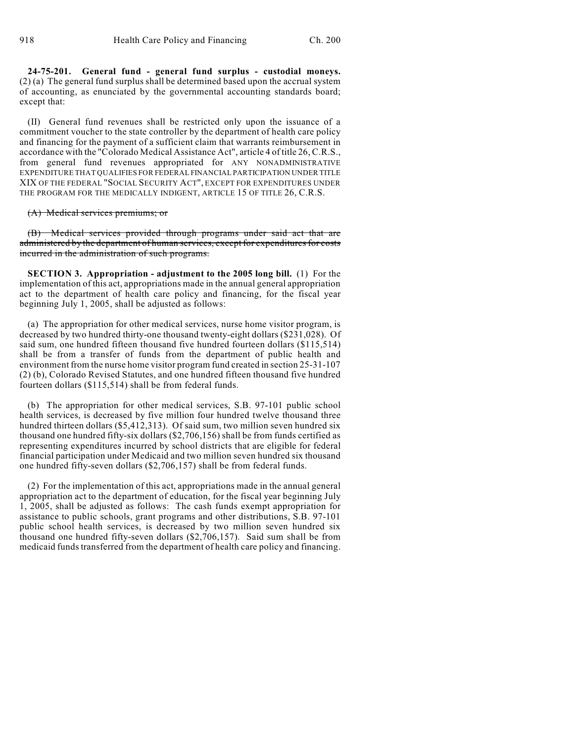**24-75-201. General fund - general fund surplus - custodial moneys.** (2) (a) The general fund surplus shall be determined based upon the accrual system of accounting, as enunciated by the governmental accounting standards board; except that:

(II) General fund revenues shall be restricted only upon the issuance of a commitment voucher to the state controller by the department of health care policy and financing for the payment of a sufficient claim that warrants reimbursement in accordance with the "Colorado Medical Assistance Act", article 4 of title 26, C.R.S., from general fund revenues appropriated for ANY NONADMINISTRATIVE EXPENDITURE THAT QUALIFIES FOR FEDERAL FINANCIAL PARTICIPATION UNDER TITLE XIX OF THE FEDERAL "SOCIAL SECURITY ACT", EXCEPT FOR EXPENDITURES UNDER THE PROGRAM FOR THE MEDICALLY INDIGENT, ARTICLE 15 OF TITLE 26, C.R.S.

~~(A) Medical services premiums; or~~

~~(B) Medical services provided through programs under said act that are administered by the department of human services, except for expenditures for costs incurred in the administration of such programs.~~

**SECTION 3. Appropriation - adjustment to the 2005 long bill.** (1) For the implementation of this act, appropriations made in the annual general appropriation act to the department of health care policy and financing, for the fiscal year beginning July 1, 2005, shall be adjusted as follows:

(a) The appropriation for other medical services, nurse home visitor program, is decreased by two hundred thirty-one thousand twenty-eight dollars ($231,028). Of said sum, one hundred fifteen thousand five hundred fourteen dollars ($115,514) shall be from a transfer of funds from the department of public health and environment from the nurse home visitor program fund created in section 25-31-107 (2) (b), Colorado Revised Statutes, and one hundred fifteen thousand five hundred fourteen dollars ($115,514) shall be from federal funds.

(b) The appropriation for other medical services, S.B. 97-101 public school health services, is decreased by five million four hundred twelve thousand three hundred thirteen dollars ($5,412,313). Of said sum, two million seven hundred six thousand one hundred fifty-six dollars ($2,706,156) shall be from funds certified as representing expenditures incurred by school districts that are eligible for federal financial participation under Medicaid and two million seven hundred six thousand one hundred fifty-seven dollars ($2,706,157) shall be from federal funds.

(2) For the implementation of this act, appropriations made in the annual general appropriation act to the department of education, for the fiscal year beginning July 1, 2005, shall be adjusted as follows: The cash funds exempt appropriation for assistance to public schools, grant programs and other distributions, S.B. 97-101 public school health services, is decreased by two million seven hundred six thousand one hundred fifty-seven dollars ($2,706,157). Said sum shall be from medicaid funds transferred from the department of health care policy and financing.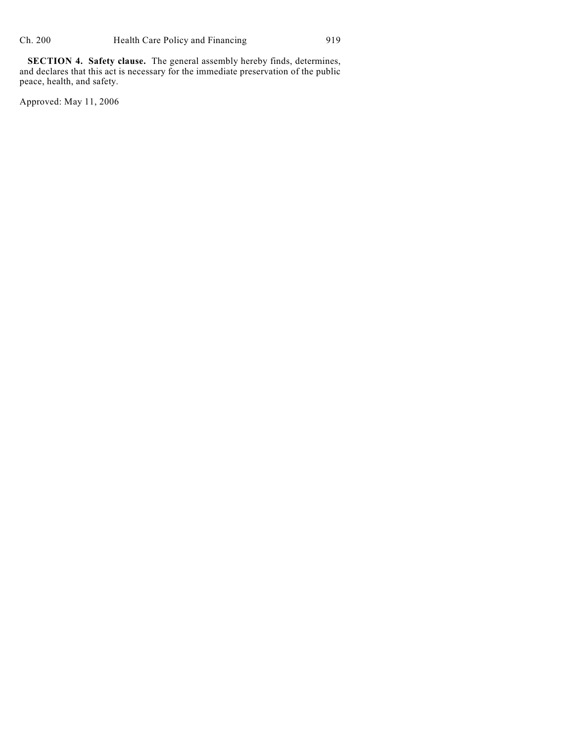**SECTION 4. Safety clause.** The general assembly hereby finds, determines, and declares that this act is necessary for the immediate preservation of the public peace, health, and safety.

Approved: May 11, 2006